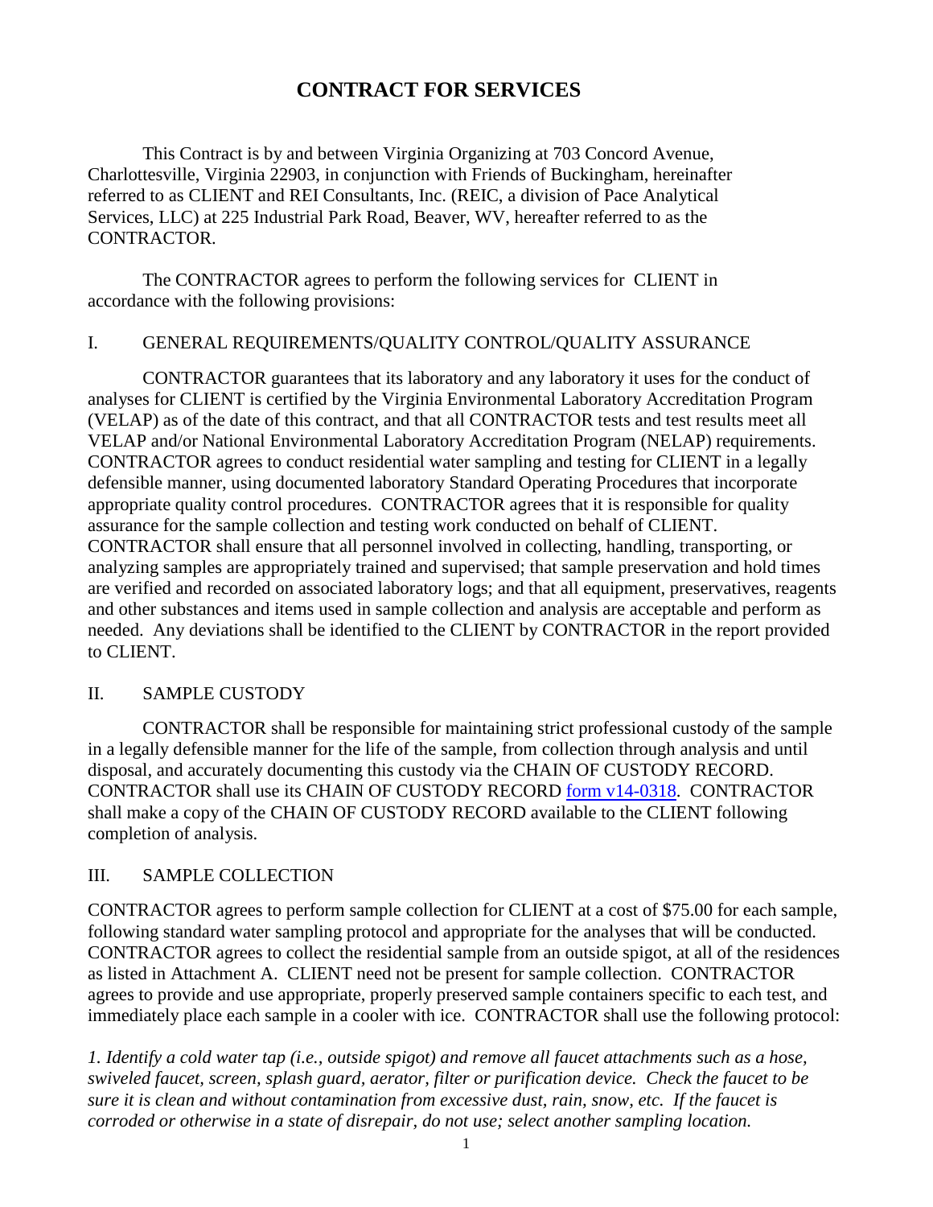# CONTRACT FOR SERVICES

This Contract is by and between Virginia Organizing at 703 Concord Avenue, Charlottesville, Virginia 22903, in conjunction with Friends of Buckingham, hereinafter referred to as CLIENT and REI Consultants, Inc. (REIC, a division of Pace Analytical Services, LLC) at 225 Industrial Park Road, Beaver, WV, hereafter referred to as the CONTRACTOR.

The CONTRACTOR agrees to perform the following services for CLIENT in accordance with the following provisions:

## I. GENERAL REQUIREMENTS/QUALITY CONTROL/QUALITY ASSURANCE

CONTRACTOR guarantees that its laboratory and any laboratory it uses for the conduct of analyses for CLIENT is certified by the Virginia Environmental Laboratory Accreditation Program (VELAP) as of the date of this contract, and that all CONTRACTOR tests and test results meet all VELAP and/or National Environmental Laboratory Accreditation Program (NELAP) requirements. CONTRACTOR agrees to conduct residential water sampling and testing for CLIENT in a legally defensible manner, using documented laboratory Standard Operating Procedures that incorporate appropriate quality control procedures. CONTRACTOR agrees that it is responsible for quality assurance for the sample collection and testing work conducted on behalf of CLIENT. CONTRACTOR shall ensure that all personnel involved in collecting, handling, transporting, or analyzing samples are appropriately trained and supervised; that sample preservation and hold times are verified and recorded on associated laboratory logs; and that all equipment, preservatives, reagents and other substances and items used in sample collection and analysis are acceptable and perform as needed. Any deviations shall be identified to the CLIENT by CONTRACTOR in the report provided to CLIENT.

## II. SAMPLE CUSTODY

CONTRACTOR shall be responsible for maintaining strict professional custody of the sample in a legally defensible manner for the life of the sample, from collection through analysis and until disposal, and accurately documenting this custody via the CHAIN OF CUSTODY RECORD. CONTRACTOR shall use its CHAIN OF CUSTODY RECORD form v14-0318. CONTRACTOR shall make a copy of the CHAIN OF CUSTODY RECORD available to the CLIENT following completion of analysis.

## III. SAMPLE COLLECTION

CONTRACTOR agrees to perform sample collection for CLIENT at a cost of $75.00 for each sample, following standard water sampling protocol and appropriate for the analyses that will be conducted. CONTRACTOR agrees to collect the residential sample from an outside spigot, at all of the residences as listed in Attachment A. CLIENT need not be present for sample collection. CONTRACTOR agrees to provide and use appropriate, properly preserved sample containers specific to each test, and immediately place each sample in a cooler with ice. CONTRACTOR shall use the following protocol:

*1. Identify a cold water tap (i.e., outside spigot) and remove all faucet attachments such as a hose, swiveled faucet, screen, splash guard, aerator, filter or purification device. Check the faucet to be sure it is clean and without contamination from excessive dust, rain, snow, etc. If the faucet is corroded or otherwise in a state of disrepair, do not use; select another sampling location.*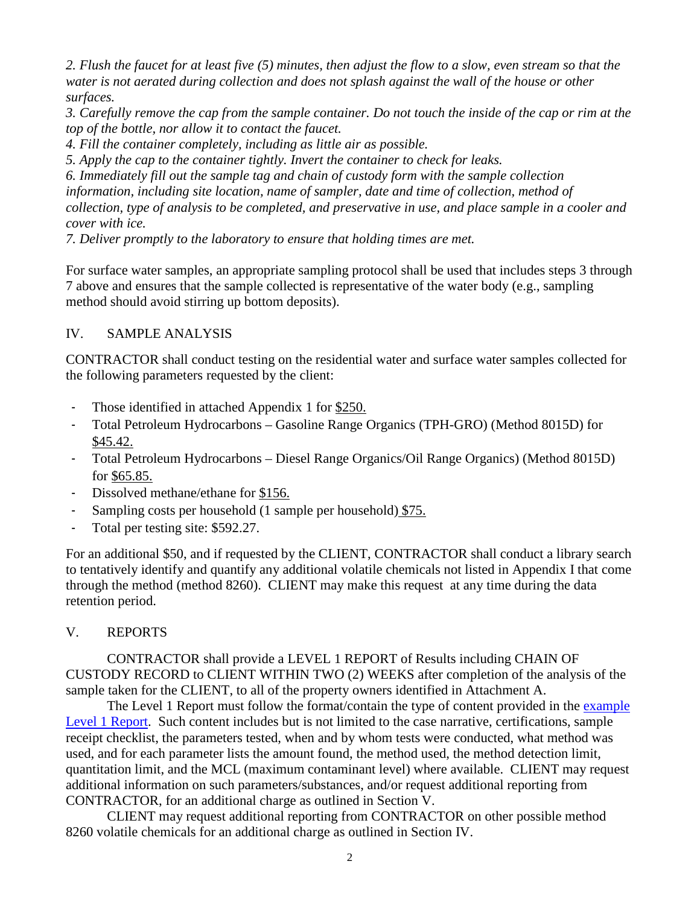*2. Flush the faucet for at least five (5) minutes, then adjust the flow to a slow, even stream so that the water is not aerated during collection and does not splash against the wall of the house or other surfaces.*

*3. Carefully remove the cap from the sample container. Do not touch the inside of the cap or rim at the top of the bottle, nor allow it to contact the faucet.*

*4. Fill the container completely, including as little air as possible.*

*5. Apply the cap to the container tightly. Invert the container to check for leaks.*

*6. Immediately fill out the sample tag and chain of custody form with the sample collection information, including site location, name of sampler, date and time of collection, method of collection, type of analysis to be completed, and preservative in use, and place sample in a cooler and cover with ice.*

*7. Deliver promptly to the laboratory to ensure that holding times are met.*

For surface water samples, an appropriate sampling protocol shall be used that includes steps 3 through 7 above and ensures that the sample collected is representative of the water body (e.g., sampling method should avoid stirring up bottom deposits).

## IV. SAMPLE ANALYSIS

CONTRACTOR shall conduct testing on the residential water and surface water samples collected for the following parameters requested by the client:

- Those identified in attached Appendix 1 for <u>$250.</u>
- Total Petroleum Hydrocarbons – Gasoline Range Organics (TPH-GRO) (Method 8015D) for <u>$45.42.</u>
- Total Petroleum Hydrocarbons – Diesel Range Organics/Oil Range Organics) (Method 8015D) for <u>$65.85.</u>
- Dissolved methane/ethane for <u>$156.</u>
- Sampling costs per household (1 sample per household) <u>$75.</u>
- Total per testing site: $592.27.

For an additional $50, and if requested by the CLIENT, CONTRACTOR shall conduct a library search to tentatively identify and quantify any additional volatile chemicals not listed in Appendix I that come through the method (method 8260). CLIENT may make this request at any time during the data retention period.

## V. REPORTS

CONTRACTOR shall provide a LEVEL 1 REPORT of Results including CHAIN OF CUSTODY RECORD to CLIENT WITHIN TWO (2) WEEKS after completion of the analysis of the sample taken for the CLIENT, to all of the property owners identified in Attachment A.

The Level 1 Report must follow the format/contain the type of content provided in the example Level 1 Report. Such content includes but is not limited to the case narrative, certifications, sample receipt checklist, the parameters tested, when and by whom tests were conducted, what method was used, and for each parameter lists the amount found, the method used, the method detection limit, quantitation limit, and the MCL (maximum contaminant level) where available. CLIENT may request additional information on such parameters/substances, and/or request additional reporting from CONTRACTOR, for an additional charge as outlined in Section V.

CLIENT may request additional reporting from CONTRACTOR on other possible method 8260 volatile chemicals for an additional charge as outlined in Section IV.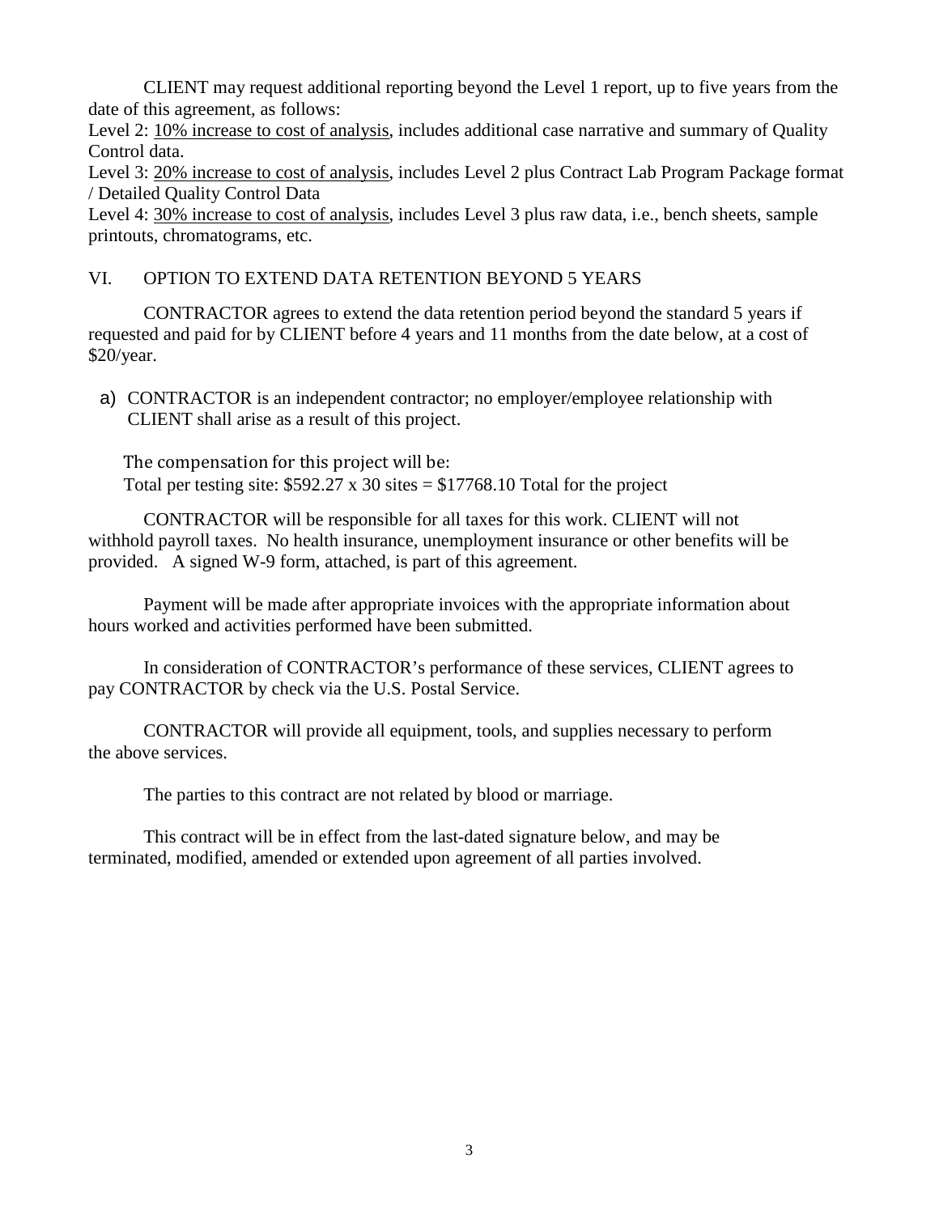CLIENT may request additional reporting beyond the Level 1 report, up to five years from the date of this agreement, as follows:

Level 2: <u>10% increase to cost of analysis</u>, includes additional case narrative and summary of Quality Control data.

Level 3: <u>20% increase to cost of analysis</u>, includes Level 2 plus Contract Lab Program Package format / Detailed Quality Control Data

Level 4: <u>30% increase to cost of analysis</u>, includes Level 3 plus raw data, i.e., bench sheets, sample printouts, chromatograms, etc.

## VI. OPTION TO EXTEND DATA RETENTION BEYOND 5 YEARS

CONTRACTOR agrees to extend the data retention period beyond the standard 5 years if requested and paid for by CLIENT before 4 years and 11 months from the date below, at a cost of $20/year.

a) CONTRACTOR is an independent contractor; no employer/employee relationship with CLIENT shall arise as a result of this project.

The compensation for this project will be:
Total per testing site: $592.27 x 30 sites = $17768.10 Total for the project

CONTRACTOR will be responsible for all taxes for this work. CLIENT will not withhold payroll taxes. No health insurance, unemployment insurance or other benefits will be provided. A signed W-9 form, attached, is part of this agreement.

Payment will be made after appropriate invoices with the appropriate information about hours worked and activities performed have been submitted.

In consideration of CONTRACTOR's performance of these services, CLIENT agrees to pay CONTRACTOR by check via the U.S. Postal Service.

CONTRACTOR will provide all equipment, tools, and supplies necessary to perform the above services.

The parties to this contract are not related by blood or marriage.

This contract will be in effect from the last-dated signature below, and may be terminated, modified, amended or extended upon agreement of all parties involved.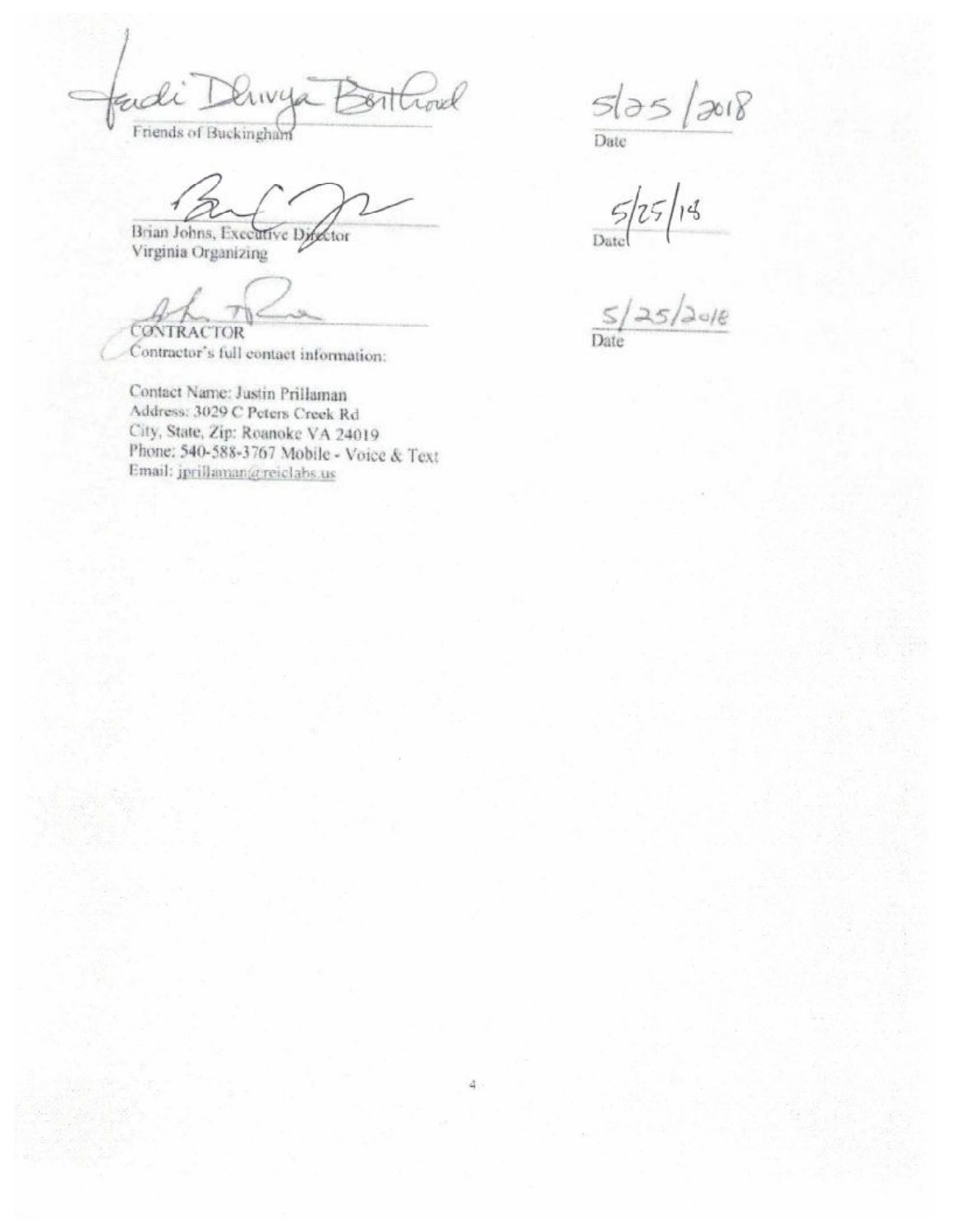Jadi Dhivya Berthood
Friends of Buckingham

5/25/2018
Date

Brian Johns, Executive Director
Virginia Organizing

5/25/18
Date

CONTRACTOR
Contractor's full contact information:

5/25/2018
Date

Contact Name: Justin Prillaman
Address: 3029 C Peters Creek Rd
City, State, Zip: Roanoke VA 24019
Phone: 540-588-3767 Mobile - Voice & Text
Email: jprillaman@reiclabs.us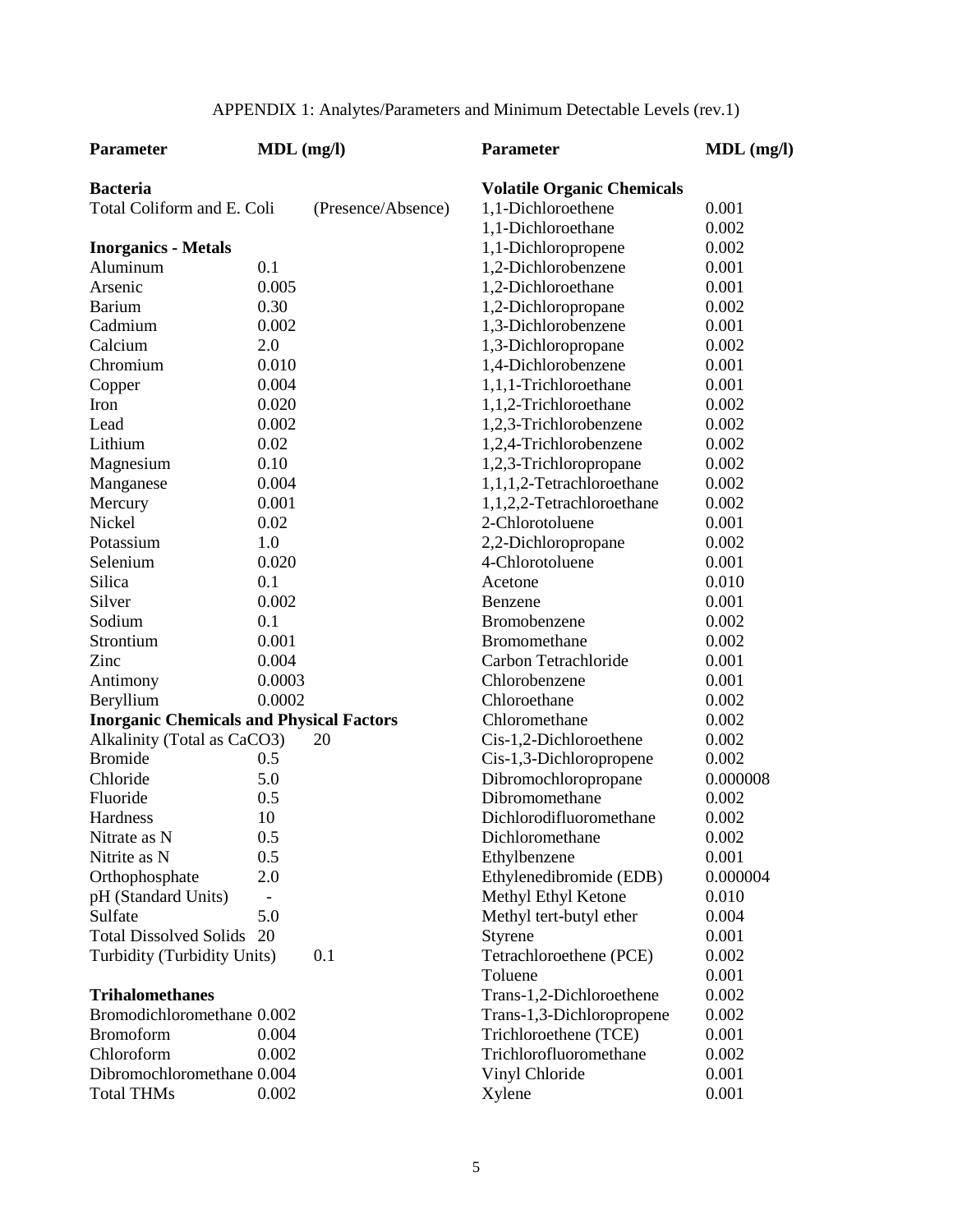APPENDIX 1: Analytes/Parameters and Minimum Detectable Levels (rev.1)

| Parameter | MDL (mg/l) |
|---|---|
| **Bacteria** | |
| Total Coliform and E. Coli | (Presence/Absence) |
| **Inorganics - Metals** | |
| Aluminum | 0.1 |
| Arsenic | 0.005 |
| Barium | 0.30 |
| Cadmium | 0.002 |
| Calcium | 2.0 |
| Chromium | 0.010 |
| Copper | 0.004 |
| Iron | 0.020 |
| Lead | 0.002 |
| Lithium | 0.02 |
| Magnesium | 0.10 |
| Manganese | 0.004 |
| Mercury | 0.001 |
| Nickel | 0.02 |
| Potassium | 1.0 |
| Selenium | 0.020 |
| Silica | 0.1 |
| Silver | 0.002 |
| Sodium | 0.1 |
| Strontium | 0.001 |
| Zinc | 0.004 |
| Antimony | 0.0003 |
| Beryllium | 0.0002 |
| **Inorganic Chemicals and Physical Factors** | |
| Alkalinity (Total as CaCO3) | 20 |
| Bromide | 0.5 |
| Chloride | 5.0 |
| Fluoride | 0.5 |
| Hardness | 10 |
| Nitrate as N | 0.5 |
| Nitrite as N | 0.5 |
| Orthophosphate | 2.0 |
| pH (Standard Units) | - |
| Sulfate | 5.0 |
| Total Dissolved Solids | 20 |
| Turbidity (Turbidity Units) | 0.1 |
| **Trihalomethanes** | |
| Bromodichloromethane | 0.002 |
| Bromoform | 0.004 |
| Chloroform | 0.002 |
| Dibromochloromethane | 0.004 |
| Total THMs | 0.002 |

| Parameter | MDL (mg/l) |
|---|---|
| **Volatile Organic Chemicals** | |
| 1,1-Dichloroethene | 0.001 |
| 1,1-Dichloroethane | 0.002 |
| 1,1-Dichloropropene | 0.002 |
| 1,2-Dichlorobenzene | 0.001 |
| 1,2-Dichloroethane | 0.001 |
| 1,2-Dichloropropane | 0.002 |
| 1,3-Dichlorobenzene | 0.001 |
| 1,3-Dichloropropane | 0.002 |
| 1,4-Dichlorobenzene | 0.001 |
| 1,1,1-Trichloroethane | 0.001 |
| 1,1,2-Trichloroethane | 0.002 |
| 1,2,3-Trichlorobenzene | 0.002 |
| 1,2,4-Trichlorobenzene | 0.002 |
| 1,2,3-Trichloropropane | 0.002 |
| 1,1,1,2-Tetrachloroethane | 0.002 |
| 1,1,2,2-Tetrachloroethane | 0.002 |
| 2-Chlorotoluene | 0.001 |
| 2,2-Dichloropropane | 0.002 |
| 4-Chlorotoluene | 0.001 |
| Acetone | 0.010 |
| Benzene | 0.001 |
| Bromobenzene | 0.002 |
| Bromomethane | 0.002 |
| Carbon Tetrachloride | 0.001 |
| Chlorobenzene | 0.001 |
| Chloroethane | 0.002 |
| Chloromethane | 0.002 |
| Cis-1,2-Dichloroethene | 0.002 |
| Cis-1,3-Dichloropropene | 0.002 |
| Dibromochloropropane | 0.000008 |
| Dibromomethane | 0.002 |
| Dichlorodifluoromethane | 0.002 |
| Dichloromethane | 0.002 |
| Ethylbenzene | 0.001 |
| Ethylenedibromide (EDB) | 0.000004 |
| Methyl Ethyl Ketone | 0.010 |
| Methyl tert-butyl ether | 0.004 |
| Styrene | 0.001 |
| Tetrachloroethene (PCE) | 0.002 |
| Toluene | 0.001 |
| Trans-1,2-Dichloroethene | 0.002 |
| Trans-1,3-Dichloropropene | 0.002 |
| Trichloroethene (TCE) | 0.001 |
| Trichlorofluoromethane | 0.002 |
| Vinyl Chloride | 0.001 |
| Xylene | 0.001 |